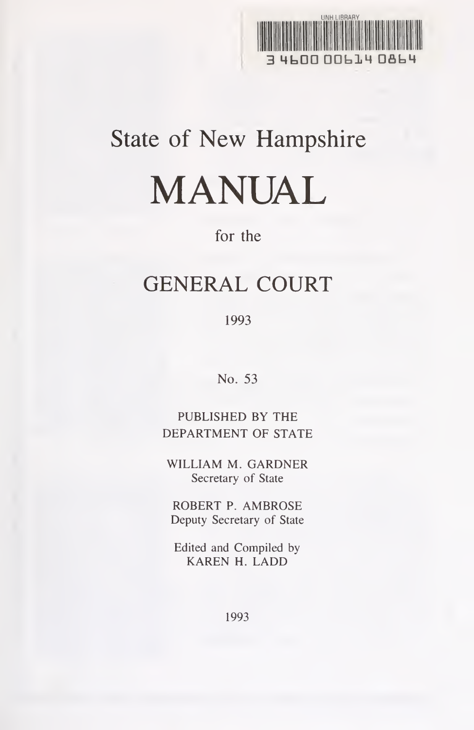UNH LIBRARY

3 4600 00614 0864

# State of New Hampshire

# MANUAL

for the

## GENERAL COURT

1993

No. 53

PUBLISHED BY THE
DEPARTMENT OF STATE

WILLIAM M. GARDNER
Secretary of State

ROBERT P. AMBROSE
Deputy Secretary of State

Edited and Compiled by
KAREN H. LADD

1993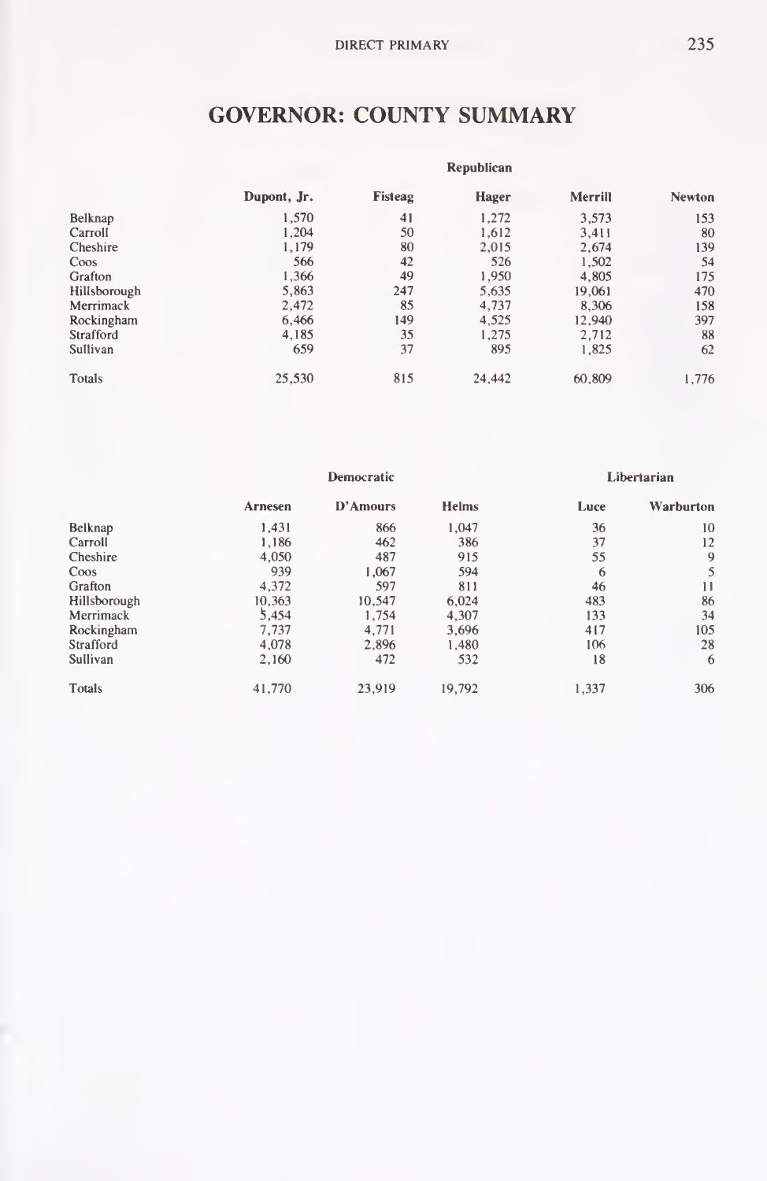# GOVERNOR: COUNTY SUMMARY

| | Republican | | | | |
|---|---|---|---|---|---|
| | Dupont, Jr. | Fisteag | Hager | Merrill | Newton |
| Belknap | 1,570 | 41 | 1,272 | 3,573 | 153 |
| Carroll | 1,204 | 50 | 1,612 | 3,411 | 80 |
| Cheshire | 1,179 | 80 | 2,015 | 2,674 | 139 |
| Coos | 566 | 42 | 526 | 1,502 | 54 |
| Grafton | 1,366 | 49 | 1,950 | 4,805 | 175 |
| Hillsborough | 5,863 | 247 | 5,635 | 19,061 | 470 |
| Merrimack | 2,472 | 85 | 4,737 | 8,306 | 158 |
| Rockingham | 6,466 | 149 | 4,525 | 12,940 | 397 |
| Strafford | 4,185 | 35 | 1,275 | 2,712 | 88 |
| Sullivan | 659 | 37 | 895 | 1,825 | 62 |
| Totals | 25,530 | 815 | 24,442 | 60,809 | 1,776 |

| | Democratic | | | Libertarian | |
|---|---|---|---|---|---|
| | Arnesen | D'Amours | Helms | Luce | Warburton |
| Belknap | 1,431 | 866 | 1,047 | 36 | 10 |
| Carroll | 1,186 | 462 | 386 | 37 | 12 |
| Cheshire | 4,050 | 487 | 915 | 55 | 9 |
| Coos | 939 | 1,067 | 594 | 6 | 5 |
| Grafton | 4,372 | 597 | 811 | 46 | 11 |
| Hillsborough | 10,363 | 10,547 | 6,024 | 483 | 86 |
| Merrimack | 5,454 | 1,754 | 4,307 | 133 | 34 |
| Rockingham | 7,737 | 4,771 | 3,696 | 417 | 105 |
| Strafford | 4,078 | 2,896 | 1,480 | 106 | 28 |
| Sullivan | 2,160 | 472 | 532 | 18 | 6 |
| Totals | 41,770 | 23,919 | 19,792 | 1,337 | 306 |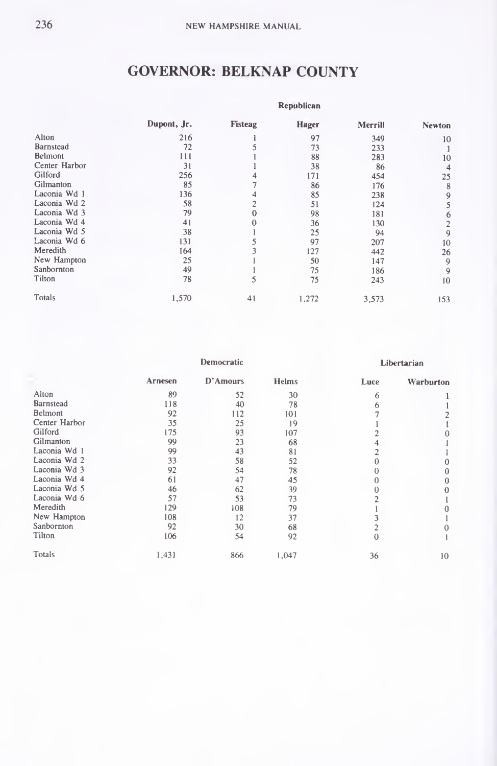# GOVERNOR: BELKNAP COUNTY

| | Republican | | | | |
|---|---|---|---|---|---|
| | Dupont, Jr. | Fisteag | Hager | Merrill | Newton |
| Alton | 216 | 1 | 97 | 349 | 10 |
| Barnstead | 72 | 5 | 73 | 233 | 1 |
| Belmont | 111 | 1 | 88 | 283 | 10 |
| Center Harbor | 31 | 1 | 38 | 86 | 4 |
| Gilford | 256 | 4 | 171 | 454 | 25 |
| Gilmanton | 85 | 7 | 86 | 176 | 8 |
| Laconia Wd 1 | 136 | 4 | 85 | 238 | 9 |
| Laconia Wd 2 | 58 | 2 | 51 | 124 | 5 |
| Laconia Wd 3 | 79 | 0 | 98 | 181 | 6 |
| Laconia Wd 4 | 41 | 0 | 36 | 130 | 2 |
| Laconia Wd 5 | 38 | 1 | 25 | 94 | 9 |
| Laconia Wd 6 | 131 | 5 | 97 | 207 | 10 |
| Meredith | 164 | 3 | 127 | 442 | 26 |
| New Hampton | 25 | 1 | 50 | 147 | 9 |
| Sanbornton | 49 | 1 | 75 | 186 | 9 |
| Tilton | 78 | 5 | 75 | 243 | 10 |
| Totals | 1,570 | 41 | 1,272 | 3,573 | 153 |

| | Democratic | | | Libertarian | |
|---|---|---|---|---|---|
| | Arnesen | D'Amours | Helms | Luce | Warburton |
| Alton | 89 | 52 | 30 | 6 | 1 |
| Barnstead | 118 | 40 | 78 | 6 | 1 |
| Belmont | 92 | 112 | 101 | 7 | 2 |
| Center Harbor | 35 | 25 | 19 | 1 | 1 |
| Gilford | 175 | 93 | 107 | 2 | 0 |
| Gilmanton | 99 | 23 | 68 | 4 | 1 |
| Laconia Wd 1 | 99 | 43 | 81 | 2 | 1 |
| Laconia Wd 2 | 33 | 58 | 52 | 0 | 0 |
| Laconia Wd 3 | 92 | 54 | 78 | 0 | 0 |
| Laconia Wd 4 | 61 | 47 | 45 | 0 | 0 |
| Laconia Wd 5 | 46 | 62 | 39 | 0 | 0 |
| Laconia Wd 6 | 57 | 53 | 73 | 2 | 1 |
| Meredith | 129 | 108 | 79 | 1 | 0 |
| New Hampton | 108 | 12 | 37 | 3 | 1 |
| Sanbornton | 92 | 30 | 68 | 2 | 0 |
| Tilton | 106 | 54 | 92 | 0 | 1 |
| Totals | 1,431 | 866 | 1,047 | 36 | 10 |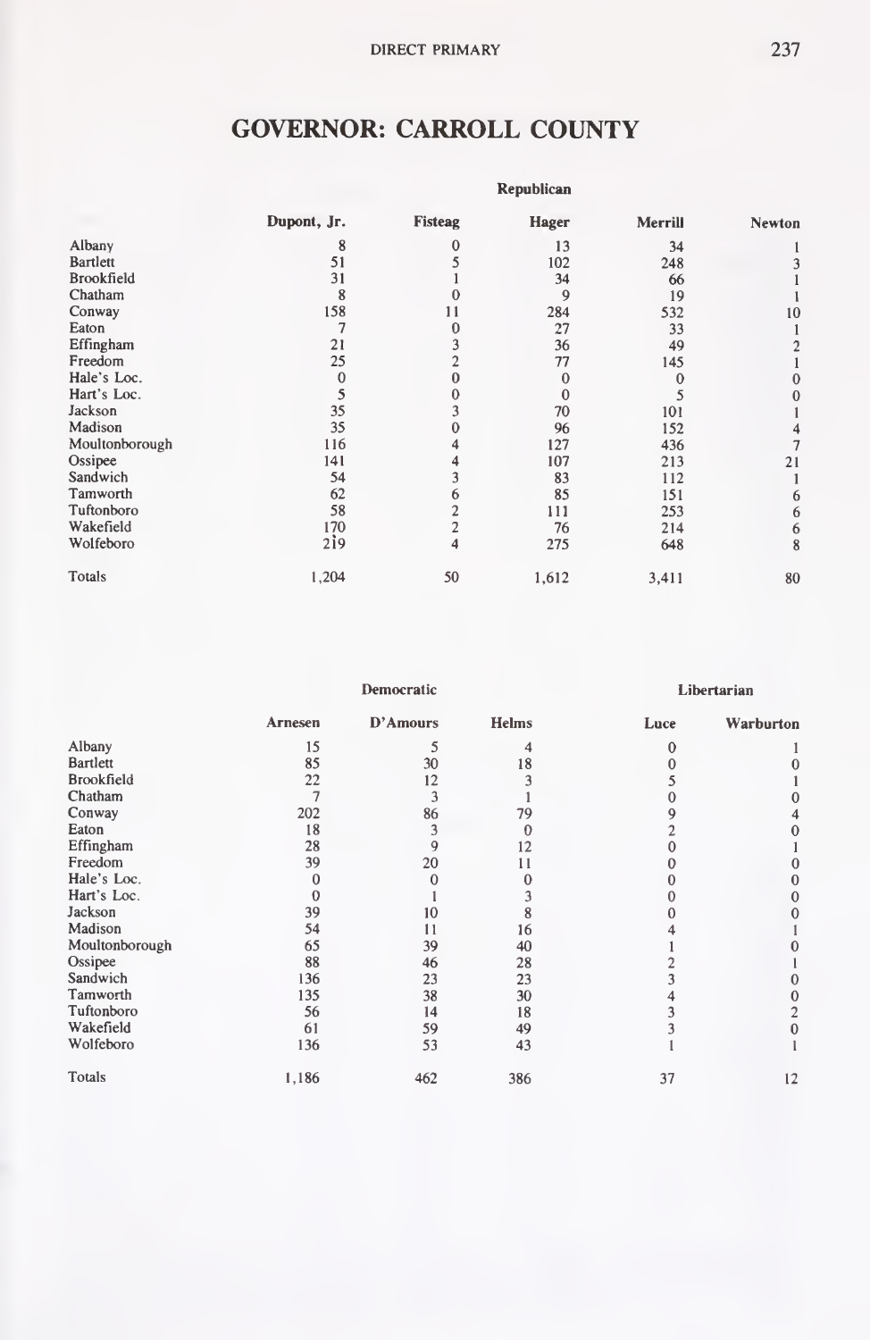# GOVERNOR: CARROLL COUNTY

| | Republican | | | | |
|---|---|---|---|---|---|
| | Dupont, Jr. | Fisteag | Hager | Merrill | Newton |
| Albany | 8 | 0 | 13 | 34 | 1 |
| Bartlett | 51 | 5 | 102 | 248 | 3 |
| Brookfield | 31 | 1 | 34 | 66 | 1 |
| Chatham | 8 | 0 | 9 | 19 | 1 |
| Conway | 158 | 11 | 284 | 532 | 10 |
| Eaton | 7 | 0 | 27 | 33 | 1 |
| Effingham | 21 | 3 | 36 | 49 | 2 |
| Freedom | 25 | 2 | 77 | 145 | 1 |
| Hale's Loc. | 0 | 0 | 0 | 0 | 0 |
| Hart's Loc. | 5 | 0 | 0 | 5 | 0 |
| Jackson | 35 | 3 | 70 | 101 | 1 |
| Madison | 35 | 0 | 96 | 152 | 4 |
| Moultonborough | 116 | 4 | 127 | 436 | 7 |
| Ossipee | 141 | 4 | 107 | 213 | 21 |
| Sandwich | 54 | 3 | 83 | 112 | 1 |
| Tamworth | 62 | 6 | 85 | 151 | 6 |
| Tuftonboro | 58 | 2 | 111 | 253 | 6 |
| Wakefield | 170 | 2 | 76 | 214 | 6 |
| Wolfeboro | 219 | 4 | 275 | 648 | 8 |
| Totals | 1,204 | 50 | 1,612 | 3,411 | 80 |

| | Democratic | | | Libertarian | |
|---|---|---|---|---|---|
| | Arnesen | D'Amours | Helms | Luce | Warburton |
| Albany | 15 | 5 | 4 | 0 | 1 |
| Bartlett | 85 | 30 | 18 | 0 | 0 |
| Brookfield | 22 | 12 | 3 | 5 | 1 |
| Chatham | 7 | 3 | 1 | 0 | 0 |
| Conway | 202 | 86 | 79 | 9 | 4 |
| Eaton | 18 | 3 | 0 | 2 | 0 |
| Effingham | 28 | 9 | 12 | 0 | 1 |
| Freedom | 39 | 20 | 11 | 0 | 0 |
| Hale's Loc. | 0 | 0 | 0 | 0 | 0 |
| Hart's Loc. | 0 | 1 | 3 | 0 | 0 |
| Jackson | 39 | 10 | 8 | 0 | 0 |
| Madison | 54 | 11 | 16 | 4 | 1 |
| Moultonborough | 65 | 39 | 40 | 1 | 0 |
| Ossipee | 88 | 46 | 28 | 2 | 1 |
| Sandwich | 136 | 23 | 23 | 3 | 0 |
| Tamworth | 135 | 38 | 30 | 4 | 0 |
| Tuftonboro | 56 | 14 | 18 | 3 | 2 |
| Wakefield | 61 | 59 | 49 | 3 | 0 |
| Wolfeboro | 136 | 53 | 43 | 1 | 1 |
| Totals | 1,186 | 462 | 386 | 37 | 12 |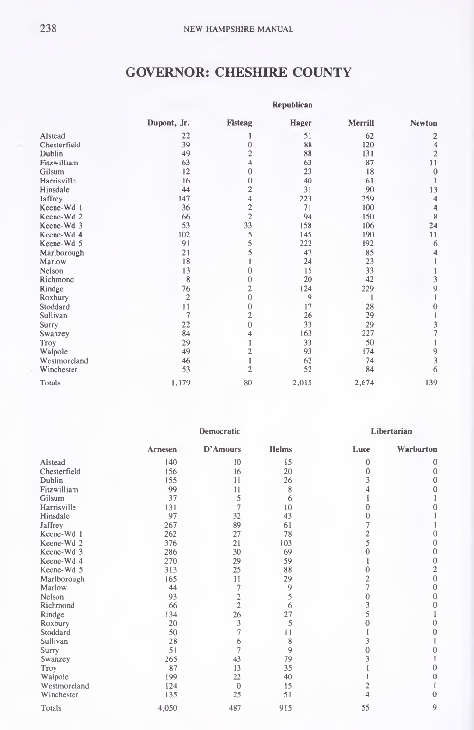## GOVERNOR: CHESHIRE COUNTY

| | Republican | | | | |
|---|---|---|---|---|---|
| | Dupont, Jr. | Fisteag | Hager | Merrill | Newton |
| Alstead | 22 | 1 | 51 | 62 | 2 |
| Chesterfield | 39 | 0 | 88 | 120 | 4 |
| Dublin | 49 | 2 | 88 | 131 | 2 |
| Fitzwilliam | 63 | 4 | 63 | 87 | 11 |
| Gilsum | 12 | 0 | 23 | 18 | 0 |
| Harrisville | 16 | 0 | 40 | 61 | 1 |
| Hinsdale | 44 | 2 | 31 | 90 | 13 |
| Jaffrey | 147 | 4 | 223 | 259 | 4 |
| Keene-Wd 1 | 36 | 2 | 71 | 100 | 4 |
| Keene-Wd 2 | 66 | 2 | 94 | 150 | 8 |
| Keene-Wd 3 | 53 | 33 | 158 | 106 | 24 |
| Keene-Wd 4 | 102 | 5 | 145 | 190 | 11 |
| Keene-Wd 5 | 91 | 5 | 222 | 192 | 6 |
| Marlborough | 21 | 5 | 47 | 85 | 4 |
| Marlow | 18 | 1 | 24 | 23 | 1 |
| Nelson | 13 | 0 | 15 | 33 | 1 |
| Richmond | 8 | 0 | 20 | 42 | 3 |
| Rindge | 76 | 2 | 124 | 229 | 9 |
| Roxbury | 2 | 0 | 9 | 1 | 1 |
| Stoddard | 11 | 0 | 17 | 28 | 0 |
| Sullivan | 7 | 2 | 26 | 29 | 1 |
| Surry | 22 | 0 | 33 | 29 | 3 |
| Swanzey | 84 | 4 | 163 | 227 | 7 |
| Troy | 29 | 1 | 33 | 50 | 1 |
| Walpole | 49 | 2 | 93 | 174 | 9 |
| Westmoreland | 46 | 1 | 62 | 74 | 3 |
| Winchester | 53 | 2 | 52 | 84 | 6 |
| Totals | 1,179 | 80 | 2,015 | 2,674 | 139 |

| | Democratic | | | Libertarian | |
|---|---|---|---|---|---|
| | Arnesen | D'Amours | Helms | Luce | Warburton |
| Alstead | 140 | 10 | 15 | 0 | 0 |
| Chesterfield | 156 | 16 | 20 | 0 | 0 |
| Dublin | 155 | 11 | 26 | 3 | 0 |
| Fitzwilliam | 99 | 11 | 8 | 4 | 0 |
| Gilsum | 37 | 5 | 6 | 1 | 1 |
| Harrisville | 131 | 7 | 10 | 0 | 0 |
| Hinsdale | 97 | 32 | 43 | 0 | 1 |
| Jaffrey | 267 | 89 | 61 | 7 | 1 |
| Keene-Wd 1 | 262 | 27 | 78 | 2 | 0 |
| Keene-Wd 2 | 376 | 21 | 103 | 5 | 0 |
| Keene-Wd 3 | 286 | 30 | 69 | 0 | 0 |
| Keene-Wd 4 | 270 | 29 | 59 | 1 | 0 |
| Keene-Wd 5 | 313 | 25 | 88 | 0 | 2 |
| Marlborough | 165 | 11 | 29 | 2 | 0 |
| Marlow | 44 | 7 | 9 | 7 | 0 |
| Nelson | 93 | 2 | 5 | 0 | 0 |
| Richmond | 66 | 2 | 6 | 3 | 0 |
| Rindge | 134 | 26 | 27 | 5 | 1 |
| Roxbury | 20 | 3 | 5 | 0 | 0 |
| Stoddard | 50 | 7 | 11 | 1 | 0 |
| Sullivan | 28 | 6 | 8 | 3 | 1 |
| Surry | 51 | 7 | 9 | 0 | 0 |
| Swanzey | 265 | 43 | 79 | 3 | 1 |
| Troy | 87 | 13 | 35 | 1 | 0 |
| Walpole | 199 | 22 | 40 | 1 | 0 |
| Westmoreland | 124 | 0 | 15 | 2 | 1 |
| Winchester | 135 | 25 | 51 | 4 | 0 |
| Totals | 4,050 | 487 | 915 | 55 | 9 |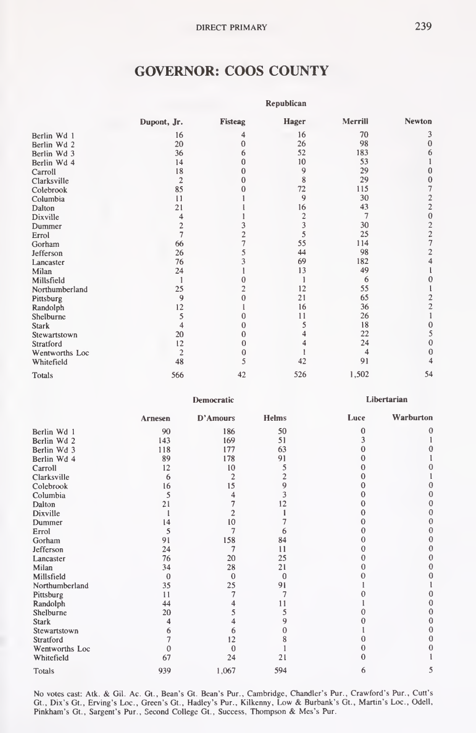## GOVERNOR: COOS COUNTY

| | Republican | | | | |
|---|---|---|---|---|---|
| | Dupont, Jr. | Fisteag | Hager | Merrill | Newton |
| Berlin Wd 1 | 16 | 4 | 16 | 70 | 3 |
| Berlin Wd 2 | 20 | 0 | 26 | 98 | 0 |
| Berlin Wd 3 | 36 | 6 | 52 | 183 | 6 |
| Berlin Wd 4 | 14 | 0 | 10 | 53 | 1 |
| Carroll | 18 | 0 | 9 | 29 | 0 |
| Clarksville | 2 | 0 | 8 | 29 | 0 |
| Colebrook | 85 | 0 | 72 | 115 | 7 |
| Columbia | 11 | 1 | 9 | 30 | 2 |
| Dalton | 21 | 1 | 16 | 43 | 2 |
| Dixville | 4 | 1 | 2 | 7 | 0 |
| Dummer | 2 | 3 | 3 | 30 | 2 |
| Errol | 7 | 2 | 5 | 25 | 2 |
| Gorham | 66 | 7 | 55 | 114 | 7 |
| Jefferson | 26 | 5 | 44 | 98 | 2 |
| Lancaster | 76 | 3 | 69 | 182 | 4 |
| Milan | 24 | 1 | 13 | 49 | 1 |
| Millsfield | 1 | 0 | 1 | 6 | 0 |
| Northumberland | 25 | 2 | 12 | 55 | 1 |
| Pittsburg | 9 | 0 | 21 | 65 | 2 |
| Randolph | 12 | 1 | 16 | 36 | 2 |
| Shelburne | 5 | 0 | 11 | 26 | 1 |
| Stark | 4 | 0 | 5 | 18 | 0 |
| Stewartstown | 20 | 0 | 4 | 22 | 5 |
| Stratford | 12 | 0 | 4 | 24 | 0 |
| Wentworths Loc | 2 | 0 | 1 | 4 | 0 |
| Whitefield | 48 | 5 | 42 | 91 | 4 |
| Totals | 566 | 42 | 526 | 1,502 | 54 |

| | Democratic | | | Libertarian | |
|---|---|---|---|---|---|
| | Arnesen | D'Amours | Helms | Luce | Warburton |
| Berlin Wd 1 | 90 | 186 | 50 | 0 | 0 |
| Berlin Wd 2 | 143 | 169 | 51 | 3 | 1 |
| Berlin Wd 3 | 118 | 177 | 63 | 0 | 0 |
| Berlin Wd 4 | 89 | 178 | 91 | 0 | 1 |
| Carroll | 12 | 10 | 5 | 0 | 0 |
| Clarksville | 6 | 2 | 2 | 0 | 1 |
| Colebrook | 16 | 15 | 9 | 0 | 0 |
| Columbia | 5 | 4 | 3 | 0 | 0 |
| Dalton | 21 | 7 | 12 | 0 | 0 |
| Dixville | 1 | 2 | 1 | 0 | 0 |
| Dummer | 14 | 10 | 7 | 0 | 0 |
| Errol | 5 | 7 | 6 | 0 | 0 |
| Gorham | 91 | 158 | 84 | 0 | 0 |
| Jefferson | 24 | 7 | 11 | 0 | 0 |
| Lancaster | 76 | 20 | 25 | 0 | 0 |
| Milan | 34 | 28 | 21 | 0 | 0 |
| Millsfield | 0 | 0 | 0 | 0 | 0 |
| Northumberland | 35 | 25 | 91 | 1 | 1 |
| Pittsburg | 11 | 7 | 7 | 0 | 0 |
| Randolph | 44 | 4 | 11 | 1 | 0 |
| Shelburne | 20 | 5 | 5 | 0 | 0 |
| Stark | 4 | 4 | 9 | 0 | 0 |
| Stewartstown | 6 | 6 | 0 | 1 | 0 |
| Stratford | 7 | 12 | 8 | 0 | 0 |
| Wentworths Loc | 0 | 0 | 1 | 0 | 0 |
| Whitefield | 67 | 24 | 21 | 0 | 1 |
| Totals | 939 | 1,067 | 594 | 6 | 5 |

No votes cast: Atk. & Gil. Ac. Gt., Bean's Gt. Bean's Pur., Cambridge, Chandler's Pur., Crawford's Pur., Cutt's Gt., Dix's Gt., Erving's Loc., Green's Gt., Hadley's Pur., Kilkenny, Low & Burbank's Gt., Martin's Loc., Odell, Pinkham's Gt., Sargent's Pur., Second College Gt., Success, Thompson & Mes's Pur.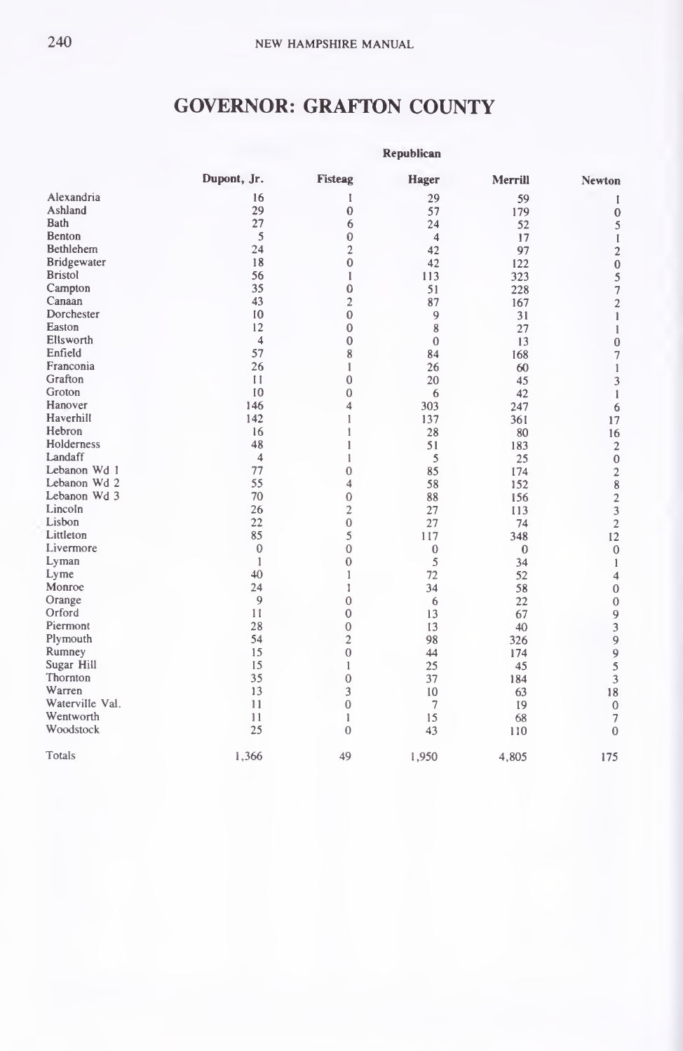# GOVERNOR: GRAFTON COUNTY

| | Republican | | | | |
|---|---|---|---|---|---|
| | Dupont, Jr. | Fisteag | Hager | Merrill | Newton |
| Alexandria | 16 | 1 | 29 | 59 | 1 |
| Ashland | 29 | 0 | 57 | 179 | 0 |
| Bath | 27 | 6 | 24 | 52 | 5 |
| Benton | 5 | 0 | 4 | 17 | 1 |
| Bethlehem | 24 | 2 | 42 | 97 | 2 |
| Bridgewater | 18 | 0 | 42 | 122 | 0 |
| Bristol | 56 | 1 | 113 | 323 | 5 |
| Campton | 35 | 0 | 51 | 228 | 7 |
| Canaan | 43 | 2 | 87 | 167 | 2 |
| Dorchester | 10 | 0 | 9 | 31 | 1 |
| Easton | 12 | 0 | 8 | 27 | 1 |
| Ellsworth | 4 | 0 | 0 | 13 | 0 |
| Enfield | 57 | 8 | 84 | 168 | 7 |
| Franconia | 26 | 1 | 26 | 60 | 1 |
| Grafton | 11 | 0 | 20 | 45 | 3 |
| Groton | 10 | 0 | 6 | 42 | 1 |
| Hanover | 146 | 4 | 303 | 247 | 6 |
| Haverhill | 142 | 1 | 137 | 361 | 17 |
| Hebron | 16 | 1 | 28 | 80 | 16 |
| Holderness | 48 | 1 | 51 | 183 | 2 |
| Landaff | 4 | 1 | 5 | 25 | 0 |
| Lebanon Wd 1 | 77 | 0 | 85 | 174 | 2 |
| Lebanon Wd 2 | 55 | 4 | 58 | 152 | 8 |
| Lebanon Wd 3 | 70 | 0 | 88 | 156 | 2 |
| Lincoln | 26 | 2 | 27 | 113 | 3 |
| Lisbon | 22 | 0 | 27 | 74 | 2 |
| Littleton | 85 | 5 | 117 | 348 | 12 |
| Livermore | 0 | 0 | 0 | 0 | 0 |
| Lyman | 1 | 0 | 5 | 34 | 1 |
| Lyme | 40 | 1 | 72 | 52 | 4 |
| Monroe | 24 | 1 | 34 | 58 | 0 |
| Orange | 9 | 0 | 6 | 22 | 0 |
| Orford | 11 | 0 | 13 | 67 | 9 |
| Piermont | 28 | 0 | 13 | 40 | 3 |
| Plymouth | 54 | 2 | 98 | 326 | 9 |
| Rumney | 15 | 0 | 44 | 174 | 9 |
| Sugar Hill | 15 | 1 | 25 | 45 | 5 |
| Thornton | 35 | 0 | 37 | 184 | 3 |
| Warren | 13 | 3 | 10 | 63 | 18 |
| Waterville Val. | 11 | 0 | 7 | 19 | 0 |
| Wentworth | 11 | 1 | 15 | 68 | 7 |
| Woodstock | 25 | 0 | 43 | 110 | 0 |
| Totals | 1,366 | 49 | 1,950 | 4,805 | 175 |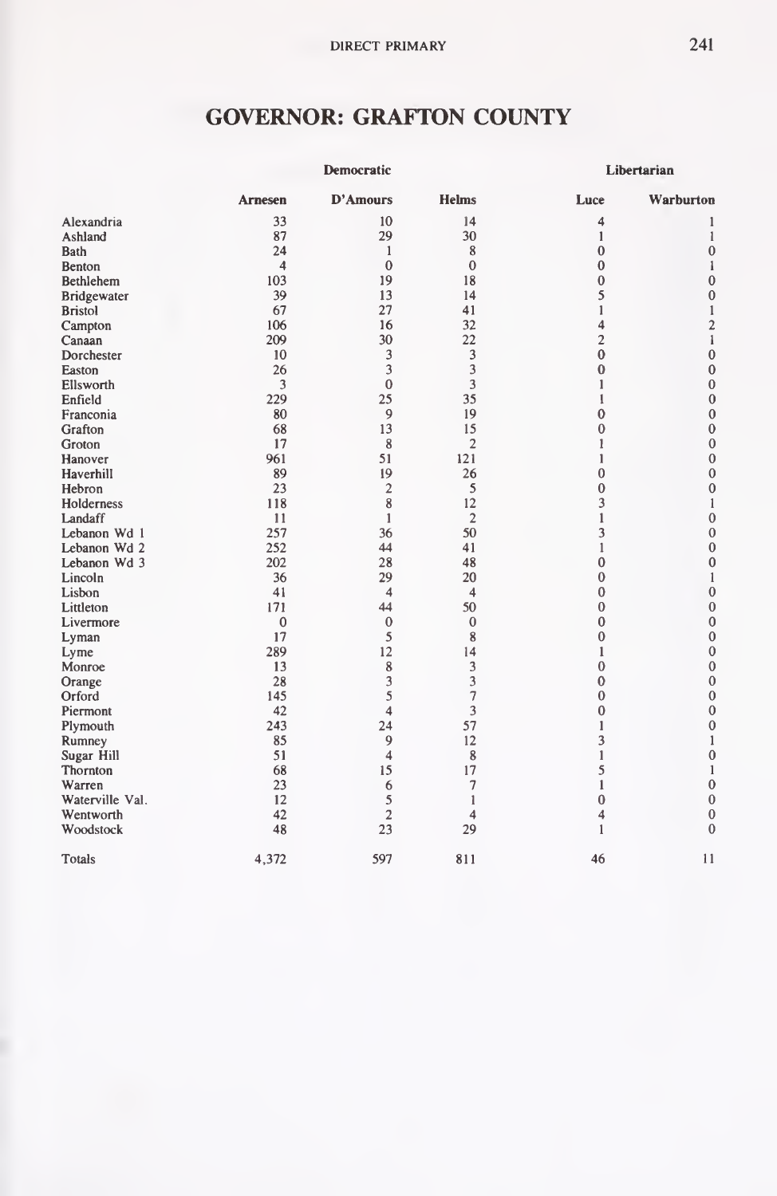# GOVERNOR: GRAFTON COUNTY

| | Democratic | | | Libertarian | |
|---|---|---|---|---|---|
| | Arnesen | D'Amours | Helms | Luce | Warburton |
| Alexandria | 33 | 10 | 14 | 4 | 1 |
| Ashland | 87 | 29 | 30 | 1 | 1 |
| Bath | 24 | 1 | 8 | 0 | 0 |
| Benton | 4 | 0 | 0 | 0 | 1 |
| Bethlehem | 103 | 19 | 18 | 0 | 0 |
| Bridgewater | 39 | 13 | 14 | 5 | 0 |
| Bristol | 67 | 27 | 41 | 1 | 1 |
| Campton | 106 | 16 | 32 | 4 | 2 |
| Canaan | 209 | 30 | 22 | 2 | 1 |
| Dorchester | 10 | 3 | 3 | 0 | 0 |
| Easton | 26 | 3 | 3 | 0 | 0 |
| Ellsworth | 3 | 0 | 3 | 1 | 0 |
| Enfield | 229 | 25 | 35 | 1 | 0 |
| Franconia | 80 | 9 | 19 | 0 | 0 |
| Grafton | 68 | 13 | 15 | 0 | 0 |
| Groton | 17 | 8 | 2 | 1 | 0 |
| Hanover | 961 | 51 | 121 | 1 | 0 |
| Haverhill | 89 | 19 | 26 | 0 | 0 |
| Hebron | 23 | 2 | 5 | 0 | 0 |
| Holderness | 118 | 8 | 12 | 3 | 1 |
| Landaff | 11 | 1 | 2 | 1 | 0 |
| Lebanon Wd 1 | 257 | 36 | 50 | 3 | 0 |
| Lebanon Wd 2 | 252 | 44 | 41 | 1 | 0 |
| Lebanon Wd 3 | 202 | 28 | 48 | 0 | 0 |
| Lincoln | 36 | 29 | 20 | 0 | 1 |
| Lisbon | 41 | 4 | 4 | 0 | 0 |
| Littleton | 171 | 44 | 50 | 0 | 0 |
| Livermore | 0 | 0 | 0 | 0 | 0 |
| Lyman | 17 | 5 | 8 | 0 | 0 |
| Lyme | 289 | 12 | 14 | 1 | 0 |
| Monroe | 13 | 8 | 3 | 0 | 0 |
| Orange | 28 | 3 | 3 | 0 | 0 |
| Orford | 145 | 5 | 7 | 0 | 0 |
| Piermont | 42 | 4 | 3 | 0 | 0 |
| Plymouth | 243 | 24 | 57 | 1 | 0 |
| Rumney | 85 | 9 | 12 | 3 | 1 |
| Sugar Hill | 51 | 4 | 8 | 1 | 0 |
| Thornton | 68 | 15 | 17 | 5 | 1 |
| Warren | 23 | 6 | 7 | 1 | 0 |
| Waterville Val. | 12 | 5 | 1 | 0 | 0 |
| Wentworth | 42 | 2 | 4 | 4 | 0 |
| Woodstock | 48 | 23 | 29 | 1 | 0 |
| Totals | 4,372 | 597 | 811 | 46 | 11 |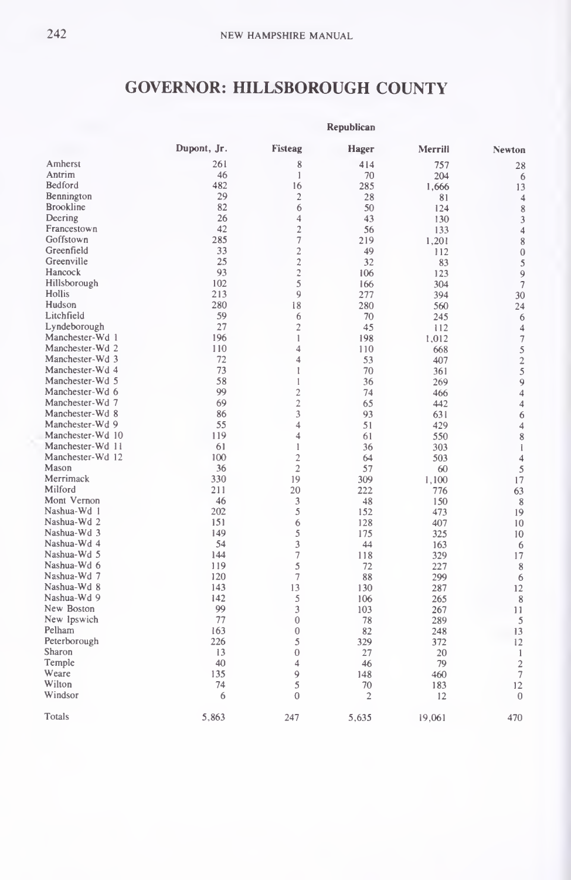# GOVERNOR: HILLSBOROUGH COUNTY

| | Republican | | | | |
|---|---|---|---|---|---|
| | Dupont, Jr. | Fisteag | Hager | Merrill | Newton |
| Amherst | 261 | 8 | 414 | 757 | 28 |
| Antrim | 46 | 1 | 70 | 204 | 6 |
| Bedford | 482 | 16 | 285 | 1,666 | 13 |
| Bennington | 29 | 2 | 28 | 81 | 4 |
| Brookline | 82 | 6 | 50 | 124 | 8 |
| Deering | 26 | 4 | 43 | 130 | 3 |
| Francestown | 42 | 2 | 56 | 133 | 4 |
| Goffstown | 285 | 7 | 219 | 1,201 | 8 |
| Greenfield | 33 | 2 | 49 | 112 | 0 |
| Greenville | 25 | 2 | 32 | 83 | 5 |
| Hancock | 93 | 2 | 106 | 123 | 9 |
| Hillsborough | 102 | 5 | 166 | 304 | 7 |
| Hollis | 213 | 9 | 277 | 394 | 30 |
| Hudson | 280 | 18 | 280 | 560 | 24 |
| Litchfield | 59 | 6 | 70 | 245 | 6 |
| Lyndeborough | 27 | 2 | 45 | 112 | 4 |
| Manchester-Wd 1 | 196 | 1 | 198 | 1,012 | 7 |
| Manchester-Wd 2 | 110 | 4 | 110 | 668 | 5 |
| Manchester-Wd 3 | 72 | 4 | 53 | 407 | 2 |
| Manchester-Wd 4 | 73 | 1 | 70 | 361 | 5 |
| Manchester-Wd 5 | 58 | 1 | 36 | 269 | 9 |
| Manchester-Wd 6 | 99 | 2 | 74 | 466 | 4 |
| Manchester-Wd 7 | 69 | 2 | 65 | 442 | 4 |
| Manchester-Wd 8 | 86 | 3 | 93 | 631 | 6 |
| Manchester-Wd 9 | 55 | 4 | 51 | 429 | 4 |
| Manchester-Wd 10 | 119 | 4 | 61 | 550 | 8 |
| Manchester-Wd 11 | 61 | 1 | 36 | 303 | 1 |
| Manchester-Wd 12 | 100 | 2 | 64 | 503 | 4 |
| Mason | 36 | 2 | 57 | 60 | 5 |
| Merrimack | 330 | 19 | 309 | 1,100 | 17 |
| Milford | 211 | 20 | 222 | 776 | 63 |
| Mont Vernon | 46 | 3 | 48 | 150 | 8 |
| Nashua-Wd 1 | 202 | 5 | 152 | 473 | 19 |
| Nashua-Wd 2 | 151 | 6 | 128 | 407 | 10 |
| Nashua-Wd 3 | 149 | 5 | 175 | 325 | 10 |
| Nashua-Wd 4 | 54 | 3 | 44 | 163 | 6 |
| Nashua-Wd 5 | 144 | 7 | 118 | 329 | 17 |
| Nashua-Wd 6 | 119 | 5 | 72 | 227 | 8 |
| Nashua-Wd 7 | 120 | 7 | 88 | 299 | 6 |
| Nashua-Wd 8 | 143 | 13 | 130 | 287 | 12 |
| Nashua-Wd 9 | 142 | 5 | 106 | 265 | 8 |
| New Boston | 99 | 3 | 103 | 267 | 11 |
| New Ipswich | 77 | 0 | 78 | 289 | 5 |
| Pelham | 163 | 0 | 82 | 248 | 13 |
| Peterborough | 226 | 5 | 329 | 372 | 12 |
| Sharon | 13 | 0 | 27 | 20 | 1 |
| Temple | 40 | 4 | 46 | 79 | 2 |
| Weare | 135 | 9 | 148 | 460 | 7 |
| Wilton | 74 | 5 | 70 | 183 | 12 |
| Windsor | 6 | 0 | 2 | 12 | 0 |
| Totals | 5,863 | 247 | 5,635 | 19,061 | 470 |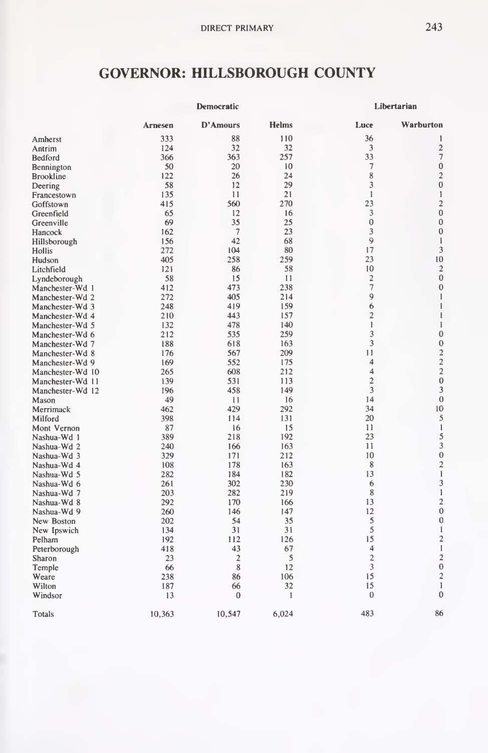# GOVERNOR: HILLSBOROUGH COUNTY

| | Democratic | | | Libertarian | |
|---|---|---|---|---|---|
| | Arnesen | D'Amours | Helms | Luce | Warburton |
| Amherst | 333 | 88 | 110 | 36 | 1 |
| Antrim | 124 | 32 | 32 | 3 | 2 |
| Bedford | 366 | 363 | 257 | 33 | 7 |
| Bennington | 50 | 20 | 10 | 7 | 0 |
| Brookline | 122 | 26 | 24 | 8 | 2 |
| Deering | 58 | 12 | 29 | 3 | 0 |
| Francestown | 135 | 11 | 21 | 1 | 1 |
| Goffstown | 415 | 560 | 270 | 23 | 2 |
| Greenfield | 65 | 12 | 16 | 3 | 0 |
| Greenville | 69 | 35 | 25 | 0 | 0 |
| Hancock | 162 | 7 | 23 | 3 | 0 |
| Hillsborough | 156 | 42 | 68 | 9 | 1 |
| Hollis | 272 | 104 | 80 | 17 | 3 |
| Hudson | 405 | 258 | 259 | 23 | 10 |
| Litchfield | 121 | 86 | 58 | 10 | 2 |
| Lyndeborough | 58 | 15 | 11 | 2 | 0 |
| Manchester-Wd 1 | 412 | 473 | 238 | 7 | 0 |
| Manchester-Wd 2 | 272 | 405 | 214 | 9 | 1 |
| Manchester-Wd 3 | 248 | 419 | 159 | 6 | 1 |
| Manchester-Wd 4 | 210 | 443 | 157 | 2 | 1 |
| Manchester-Wd 5 | 132 | 478 | 140 | 1 | 1 |
| Manchester-Wd 6 | 212 | 535 | 259 | 3 | 0 |
| Manchester-Wd 7 | 188 | 618 | 163 | 3 | 0 |
| Manchester-Wd 8 | 176 | 567 | 209 | 11 | 2 |
| Manchester-Wd 9 | 169 | 552 | 175 | 4 | 2 |
| Manchester-Wd 10 | 265 | 608 | 212 | 4 | 2 |
| Manchester-Wd 11 | 139 | 531 | 113 | 2 | 0 |
| Manchester-Wd 12 | 196 | 458 | 149 | 3 | 3 |
| Mason | 49 | 11 | 16 | 14 | 0 |
| Merrimack | 462 | 429 | 292 | 34 | 10 |
| Milford | 398 | 114 | 131 | 20 | 5 |
| Mont Vernon | 87 | 16 | 15 | 11 | 1 |
| Nashua-Wd 1 | 389 | 218 | 192 | 23 | 5 |
| Nashua-Wd 2 | 240 | 166 | 163 | 11 | 3 |
| Nashua-Wd 3 | 329 | 171 | 212 | 10 | 0 |
| Nashua-Wd 4 | 108 | 178 | 163 | 8 | 2 |
| Nashua-Wd 5 | 282 | 184 | 182 | 13 | 1 |
| Nashua-Wd 6 | 261 | 302 | 230 | 6 | 3 |
| Nashua-Wd 7 | 203 | 282 | 219 | 8 | 1 |
| Nashua-Wd 8 | 292 | 170 | 166 | 13 | 2 |
| Nashua-Wd 9 | 260 | 146 | 147 | 12 | 0 |
| New Boston | 202 | 54 | 35 | 5 | 0 |
| New Ipswich | 134 | 31 | 31 | 5 | 1 |
| Pelham | 192 | 112 | 126 | 15 | 2 |
| Peterborough | 418 | 43 | 67 | 4 | 1 |
| Sharon | 23 | 2 | 5 | 2 | 2 |
| Temple | 66 | 8 | 12 | 3 | 0 |
| Weare | 238 | 86 | 106 | 15 | 2 |
| Wilton | 187 | 66 | 32 | 15 | 1 |
| Windsor | 13 | 0 | 1 | 0 | 0 |
| Totals | 10,363 | 10,547 | 6,024 | 483 | 86 |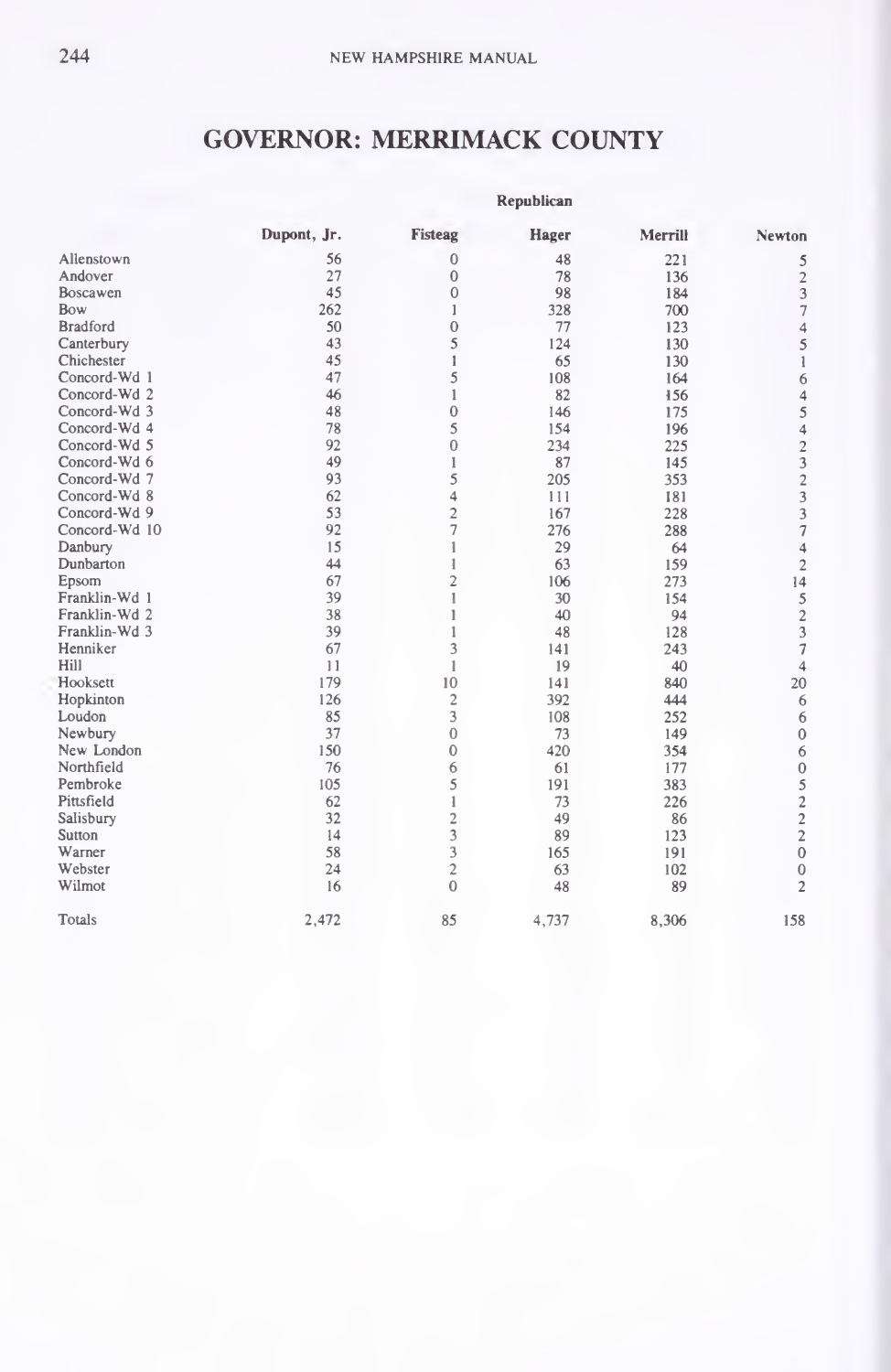## GOVERNOR: MERRIMACK COUNTY

| | Republican | | | | |
|---|---|---|---|---|---|
| | Dupont, Jr. | Fisteag | Hager | Merrill | Newton |
| Allenstown | 56 | 0 | 48 | 221 | 5 |
| Andover | 27 | 0 | 78 | 136 | 2 |
| Boscawen | 45 | 0 | 98 | 184 | 3 |
| Bow | 262 | 1 | 328 | 700 | 7 |
| Bradford | 50 | 0 | 77 | 123 | 4 |
| Canterbury | 43 | 5 | 124 | 130 | 5 |
| Chichester | 45 | 1 | 65 | 130 | 1 |
| Concord-Wd 1 | 47 | 5 | 108 | 164 | 6 |
| Concord-Wd 2 | 46 | 1 | 82 | 156 | 4 |
| Concord-Wd 3 | 48 | 0 | 146 | 175 | 5 |
| Concord-Wd 4 | 78 | 5 | 154 | 196 | 4 |
| Concord-Wd 5 | 92 | 0 | 234 | 225 | 2 |
| Concord-Wd 6 | 49 | 1 | 87 | 145 | 3 |
| Concord-Wd 7 | 93 | 5 | 205 | 353 | 2 |
| Concord-Wd 8 | 62 | 4 | 111 | 181 | 3 |
| Concord-Wd 9 | 53 | 2 | 167 | 228 | 3 |
| Concord-Wd 10 | 92 | 7 | 276 | 288 | 7 |
| Danbury | 15 | 1 | 29 | 64 | 4 |
| Dunbarton | 44 | 1 | 63 | 159 | 2 |
| Epsom | 67 | 2 | 106 | 273 | 14 |
| Franklin-Wd 1 | 39 | 1 | 30 | 154 | 5 |
| Franklin-Wd 2 | 38 | 1 | 40 | 94 | 2 |
| Franklin-Wd 3 | 39 | 1 | 48 | 128 | 3 |
| Henniker | 67 | 3 | 141 | 243 | 7 |
| Hill | 11 | 1 | 19 | 40 | 4 |
| Hooksett | 179 | 10 | 141 | 840 | 20 |
| Hopkinton | 126 | 2 | 392 | 444 | 6 |
| Loudon | 85 | 3 | 108 | 252 | 6 |
| Newbury | 37 | 0 | 73 | 149 | 0 |
| New London | 150 | 0 | 420 | 354 | 6 |
| Northfield | 76 | 6 | 61 | 177 | 0 |
| Pembroke | 105 | 5 | 191 | 383 | 5 |
| Pittsfield | 62 | 1 | 73 | 226 | 2 |
| Salisbury | 32 | 2 | 49 | 86 | 2 |
| Sutton | 14 | 3 | 89 | 123 | 2 |
| Warner | 58 | 3 | 165 | 191 | 0 |
| Webster | 24 | 2 | 63 | 102 | 0 |
| Wilmot | 16 | 0 | 48 | 89 | 2 |
| Totals | 2,472 | 85 | 4,737 | 8,306 | 158 |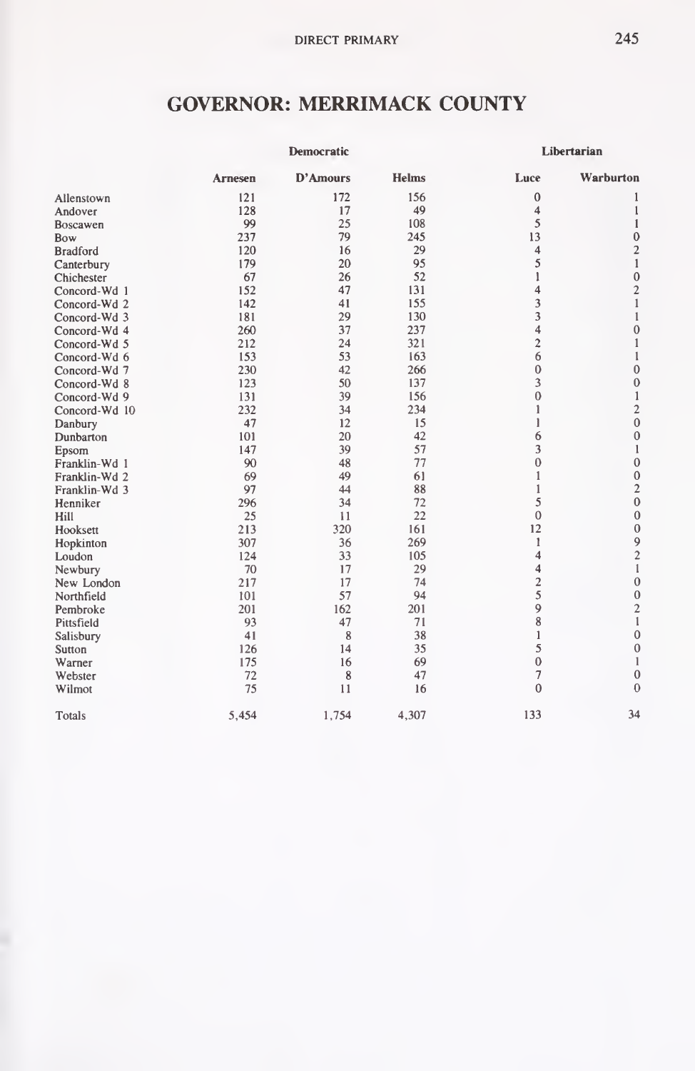## GOVERNOR: MERRIMACK COUNTY

| | Democratic | | | Libertarian | |
|---|---|---|---|---|---|
| | Arnesen | D'Amours | Helms | Luce | Warburton |
| Allenstown | 121 | 172 | 156 | 0 | 1 |
| Andover | 128 | 17 | 49 | 4 | 1 |
| Boscawen | 99 | 25 | 108 | 5 | 1 |
| Bow | 237 | 79 | 245 | 13 | 0 |
| Bradford | 120 | 16 | 29 | 4 | 2 |
| Canterbury | 179 | 20 | 95 | 5 | 1 |
| Chichester | 67 | 26 | 52 | 1 | 0 |
| Concord-Wd 1 | 152 | 47 | 131 | 4 | 2 |
| Concord-Wd 2 | 142 | 41 | 155 | 3 | 1 |
| Concord-Wd 3 | 181 | 29 | 130 | 3 | 1 |
| Concord-Wd 4 | 260 | 37 | 237 | 4 | 0 |
| Concord-Wd 5 | 212 | 24 | 321 | 2 | 1 |
| Concord-Wd 6 | 153 | 53 | 163 | 6 | 1 |
| Concord-Wd 7 | 230 | 42 | 266 | 0 | 0 |
| Concord-Wd 8 | 123 | 50 | 137 | 3 | 0 |
| Concord-Wd 9 | 131 | 39 | 156 | 0 | 1 |
| Concord-Wd 10 | 232 | 34 | 234 | 1 | 2 |
| Danbury | 47 | 12 | 15 | 1 | 0 |
| Dunbarton | 101 | 20 | 42 | 6 | 0 |
| Epsom | 147 | 39 | 57 | 3 | 1 |
| Franklin-Wd 1 | 90 | 48 | 77 | 0 | 0 |
| Franklin-Wd 2 | 69 | 49 | 61 | 1 | 0 |
| Franklin-Wd 3 | 97 | 44 | 88 | 1 | 2 |
| Henniker | 296 | 34 | 72 | 5 | 0 |
| Hill | 25 | 11 | 22 | 0 | 0 |
| Hooksett | 213 | 320 | 161 | 12 | 0 |
| Hopkinton | 307 | 36 | 269 | 1 | 9 |
| Loudon | 124 | 33 | 105 | 4 | 2 |
| Newbury | 70 | 17 | 29 | 4 | 1 |
| New London | 217 | 17 | 74 | 2 | 0 |
| Northfield | 101 | 57 | 94 | 5 | 0 |
| Pembroke | 201 | 162 | 201 | 9 | 2 |
| Pittsfield | 93 | 47 | 71 | 8 | 1 |
| Salisbury | 41 | 8 | 38 | 1 | 0 |
| Sutton | 126 | 14 | 35 | 5 | 0 |
| Warner | 175 | 16 | 69 | 0 | 1 |
| Webster | 72 | 8 | 47 | 7 | 0 |
| Wilmot | 75 | 11 | 16 | 0 | 0 |
| Totals | 5,454 | 1,754 | 4,307 | 133 | 34 |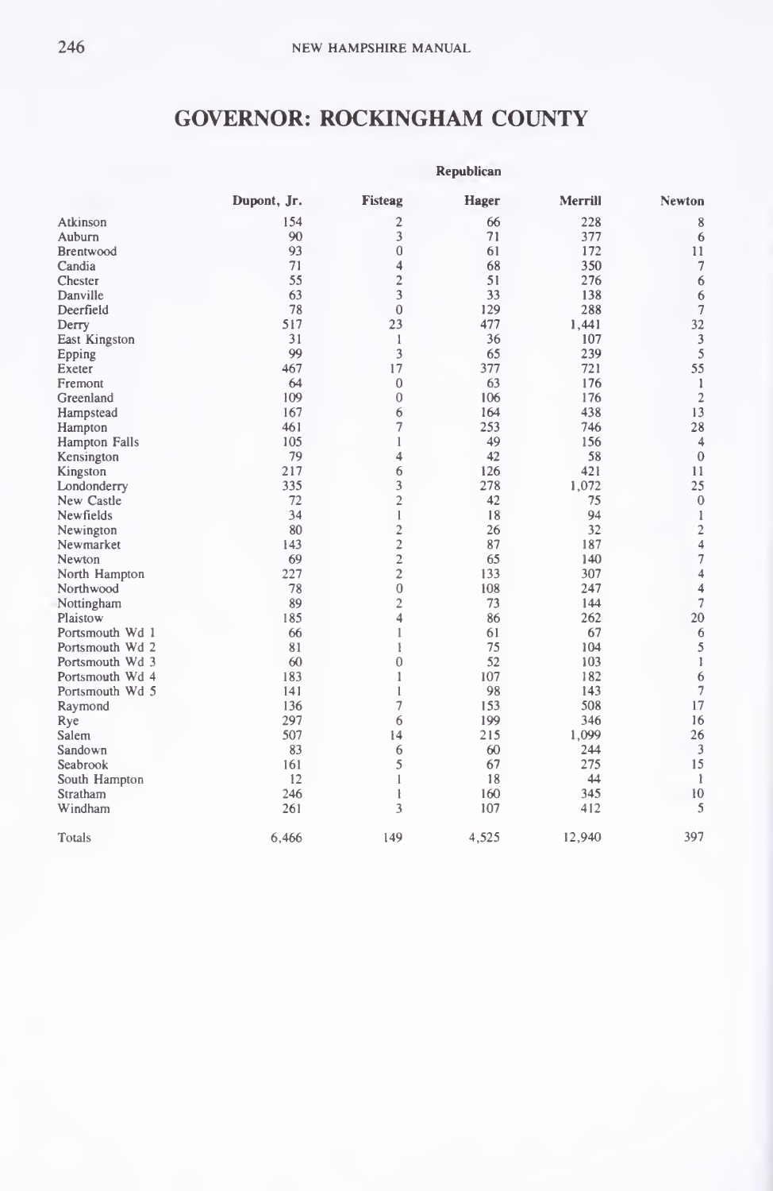# GOVERNOR: ROCKINGHAM COUNTY

| | Republican | | | | |
|---|---|---|---|---|---|
| | Dupont, Jr. | Fisteag | Hager | Merrill | Newton |
| Atkinson | 154 | 2 | 66 | 228 | 8 |
| Auburn | 90 | 3 | 71 | 377 | 6 |
| Brentwood | 93 | 0 | 61 | 172 | 11 |
| Candia | 71 | 4 | 68 | 350 | 7 |
| Chester | 55 | 2 | 51 | 276 | 6 |
| Danville | 63 | 3 | 33 | 138 | 6 |
| Deerfield | 78 | 0 | 129 | 288 | 7 |
| Derry | 517 | 23 | 477 | 1,441 | 32 |
| East Kingston | 31 | 1 | 36 | 107 | 3 |
| Epping | 99 | 3 | 65 | 239 | 5 |
| Exeter | 467 | 17 | 377 | 721 | 55 |
| Fremont | 64 | 0 | 63 | 176 | 1 |
| Greenland | 109 | 0 | 106 | 176 | 2 |
| Hampstead | 167 | 6 | 164 | 438 | 13 |
| Hampton | 461 | 7 | 253 | 746 | 28 |
| Hampton Falls | 105 | 1 | 49 | 156 | 4 |
| Kensington | 79 | 4 | 42 | 58 | 0 |
| Kingston | 217 | 6 | 126 | 421 | 11 |
| Londonderry | 335 | 3 | 278 | 1,072 | 25 |
| New Castle | 72 | 2 | 42 | 75 | 0 |
| Newfields | 34 | 1 | 18 | 94 | 1 |
| Newington | 80 | 2 | 26 | 32 | 2 |
| Newmarket | 143 | 2 | 87 | 187 | 4 |
| Newton | 69 | 2 | 65 | 140 | 7 |
| North Hampton | 227 | 2 | 133 | 307 | 4 |
| Northwood | 78 | 0 | 108 | 247 | 4 |
| Nottingham | 89 | 2 | 73 | 144 | 7 |
| Plaistow | 185 | 4 | 86 | 262 | 20 |
| Portsmouth Wd 1 | 66 | 1 | 61 | 67 | 6 |
| Portsmouth Wd 2 | 81 | 1 | 75 | 104 | 5 |
| Portsmouth Wd 3 | 60 | 0 | 52 | 103 | 1 |
| Portsmouth Wd 4 | 183 | 1 | 107 | 182 | 6 |
| Portsmouth Wd 5 | 141 | 1 | 98 | 143 | 7 |
| Raymond | 136 | 7 | 153 | 508 | 17 |
| Rye | 297 | 6 | 199 | 346 | 16 |
| Salem | 507 | 14 | 215 | 1,099 | 26 |
| Sandown | 83 | 6 | 60 | 244 | 3 |
| Seabrook | 161 | 5 | 67 | 275 | 15 |
| South Hampton | 12 | 1 | 18 | 44 | 1 |
| Stratham | 246 | 1 | 160 | 345 | 10 |
| Windham | 261 | 3 | 107 | 412 | 5 |
| Totals | 6,466 | 149 | 4,525 | 12,940 | 397 |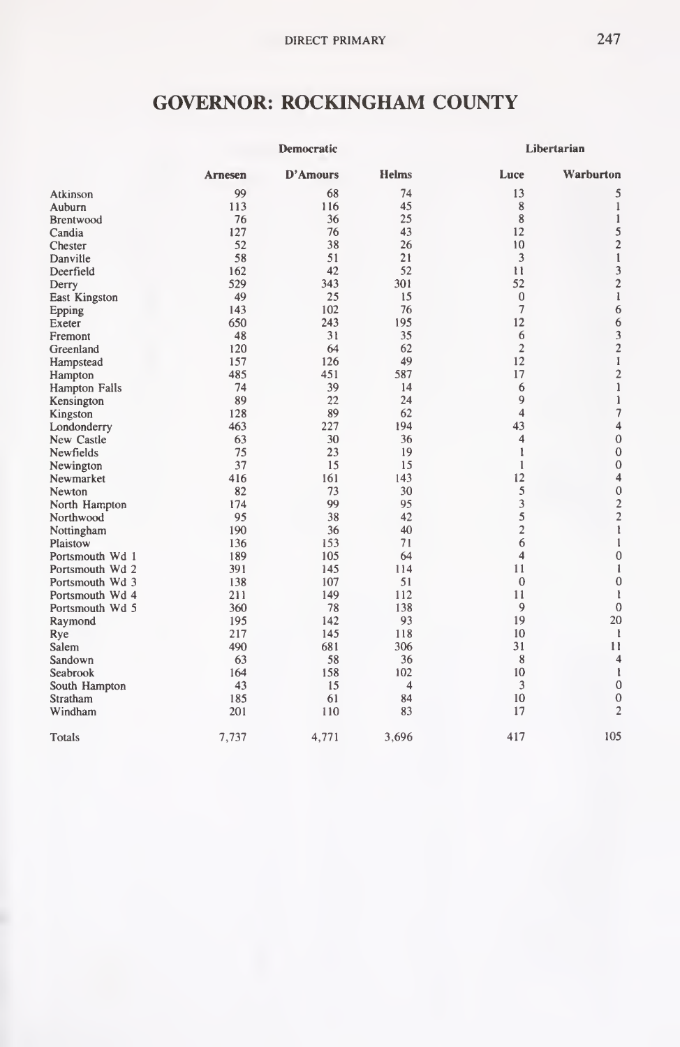# GOVERNOR: ROCKINGHAM COUNTY

| | Democratic | | | Libertarian | |
|---|---|---|---|---|---|
| | Arnesen | D'Amours | Helms | Luce | Warburton |
| Atkinson | 99 | 68 | 74 | 13 | 5 |
| Auburn | 113 | 116 | 45 | 8 | 1 |
| Brentwood | 76 | 36 | 25 | 8 | 1 |
| Candia | 127 | 76 | 43 | 12 | 5 |
| Chester | 52 | 38 | 26 | 10 | 2 |
| Danville | 58 | 51 | 21 | 3 | 1 |
| Deerfield | 162 | 42 | 52 | 11 | 3 |
| Derry | 529 | 343 | 301 | 52 | 2 |
| East Kingston | 49 | 25 | 15 | 0 | 1 |
| Epping | 143 | 102 | 76 | 7 | 6 |
| Exeter | 650 | 243 | 195 | 12 | 6 |
| Fremont | 48 | 31 | 35 | 6 | 3 |
| Greenland | 120 | 64 | 62 | 2 | 2 |
| Hampstead | 157 | 126 | 49 | 12 | 1 |
| Hampton | 485 | 451 | 587 | 17 | 2 |
| Hampton Falls | 74 | 39 | 14 | 6 | 1 |
| Kensington | 89 | 22 | 24 | 9 | 1 |
| Kingston | 128 | 89 | 62 | 4 | 7 |
| Londonderry | 463 | 227 | 194 | 43 | 4 |
| New Castle | 63 | 30 | 36 | 4 | 0 |
| Newfields | 75 | 23 | 19 | 1 | 0 |
| Newington | 37 | 15 | 15 | 1 | 0 |
| Newmarket | 416 | 161 | 143 | 12 | 4 |
| Newton | 82 | 73 | 30 | 5 | 0 |
| North Hampton | 174 | 99 | 95 | 3 | 2 |
| Northwood | 95 | 38 | 42 | 5 | 2 |
| Nottingham | 190 | 36 | 40 | 2 | 1 |
| Plaistow | 136 | 153 | 71 | 6 | 1 |
| Portsmouth Wd 1 | 189 | 105 | 64 | 4 | 0 |
| Portsmouth Wd 2 | 391 | 145 | 114 | 11 | 1 |
| Portsmouth Wd 3 | 138 | 107 | 51 | 0 | 0 |
| Portsmouth Wd 4 | 211 | 149 | 112 | 11 | 1 |
| Portsmouth Wd 5 | 360 | 78 | 138 | 9 | 0 |
| Raymond | 195 | 142 | 93 | 19 | 20 |
| Rye | 217 | 145 | 118 | 10 | 1 |
| Salem | 490 | 681 | 306 | 31 | 11 |
| Sandown | 63 | 58 | 36 | 8 | 4 |
| Seabrook | 164 | 158 | 102 | 10 | 1 |
| South Hampton | 43 | 15 | 4 | 3 | 0 |
| Stratham | 185 | 61 | 84 | 10 | 0 |
| Windham | 201 | 110 | 83 | 17 | 2 |
| Totals | 7,737 | 4,771 | 3,696 | 417 | 105 |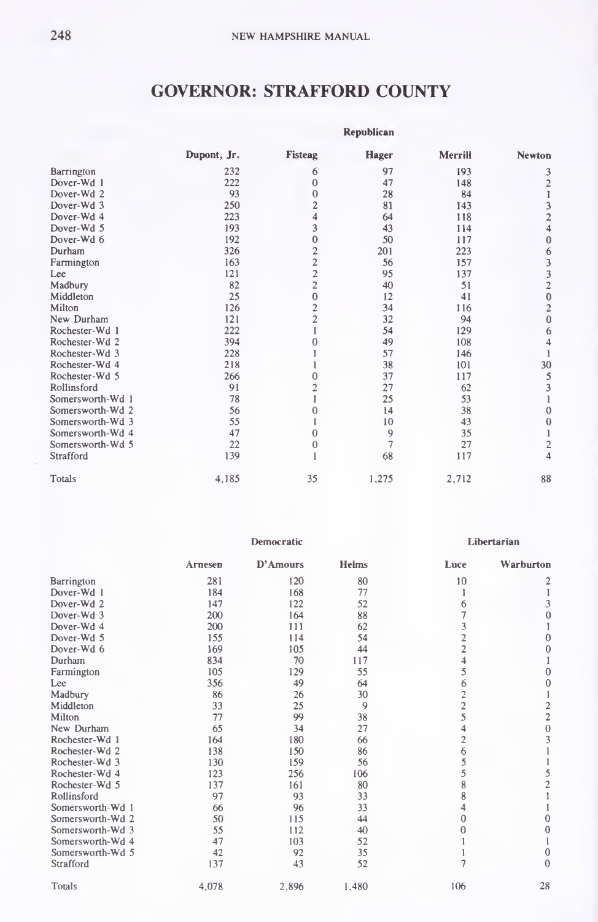## GOVERNOR: STRAFFORD COUNTY

| | Republican | | | | |
|---|---|---|---|---|---|
| | Dupont, Jr. | Fisteag | Hager | Merrill | Newton |
| Barrington | 232 | 6 | 97 | 193 | 3 |
| Dover-Wd 1 | 222 | 0 | 47 | 148 | 2 |
| Dover-Wd 2 | 93 | 0 | 28 | 84 | 1 |
| Dover-Wd 3 | 250 | 2 | 81 | 143 | 3 |
| Dover-Wd 4 | 223 | 4 | 64 | 118 | 2 |
| Dover-Wd 5 | 193 | 3 | 43 | 114 | 4 |
| Dover-Wd 6 | 192 | 0 | 50 | 117 | 0 |
| Durham | 326 | 2 | 201 | 223 | 6 |
| Farmington | 163 | 2 | 56 | 157 | 3 |
| Lee | 121 | 2 | 95 | 137 | 3 |
| Madbury | 82 | 2 | 40 | 51 | 2 |
| Middleton | 25 | 0 | 12 | 41 | 0 |
| Milton | 126 | 2 | 34 | 116 | 2 |
| New Durham | 121 | 2 | 32 | 94 | 0 |
| Rochester-Wd 1 | 222 | 1 | 54 | 129 | 6 |
| Rochester-Wd 2 | 394 | 0 | 49 | 108 | 4 |
| Rochester-Wd 3 | 228 | 1 | 57 | 146 | 1 |
| Rochester-Wd 4 | 218 | 1 | 38 | 101 | 30 |
| Rochester-Wd 5 | 266 | 0 | 37 | 117 | 5 |
| Rollinsford | 91 | 2 | 27 | 62 | 3 |
| Somersworth-Wd 1 | 78 | 1 | 25 | 53 | 1 |
| Somersworth-Wd 2 | 56 | 0 | 14 | 38 | 0 |
| Somersworth-Wd 3 | 55 | 1 | 10 | 43 | 0 |
| Somersworth-Wd 4 | 47 | 0 | 9 | 35 | 1 |
| Somersworth-Wd 5 | 22 | 0 | 7 | 27 | 2 |
| Strafford | 139 | 1 | 68 | 117 | 4 |
| Totals | 4,185 | 35 | 1,275 | 2,712 | 88 |

| | Democratic | | | Libertarian | |
|---|---|---|---|---|---|
| | Arnesen | D'Amours | Helms | Luce | Warburton |
| Barrington | 281 | 120 | 80 | 10 | 2 |
| Dover-Wd 1 | 184 | 168 | 77 | 1 | 1 |
| Dover-Wd 2 | 147 | 122 | 52 | 6 | 3 |
| Dover-Wd 3 | 200 | 164 | 88 | 7 | 0 |
| Dover-Wd 4 | 200 | 111 | 62 | 3 | 1 |
| Dover-Wd 5 | 155 | 114 | 54 | 2 | 0 |
| Dover-Wd 6 | 169 | 105 | 44 | 2 | 0 |
| Durham | 834 | 70 | 117 | 4 | 1 |
| Farmington | 105 | 129 | 55 | 5 | 0 |
| Lee | 356 | 49 | 64 | 6 | 0 |
| Madbury | 86 | 26 | 30 | 2 | 1 |
| Middleton | 33 | 25 | 9 | 2 | 2 |
| Milton | 77 | 99 | 38 | 5 | 2 |
| New Durham | 65 | 34 | 27 | 4 | 0 |
| Rochester-Wd 1 | 164 | 180 | 66 | 2 | 3 |
| Rochester-Wd 2 | 138 | 150 | 86 | 6 | 1 |
| Rochester-Wd 3 | 130 | 159 | 56 | 5 | 1 |
| Rochester-Wd 4 | 123 | 256 | 106 | 5 | 5 |
| Rochester-Wd 5 | 137 | 161 | 80 | 8 | 2 |
| Rollinsford | 97 | 93 | 33 | 8 | 1 |
| Somersworth-Wd 1 | 66 | 96 | 33 | 4 | 1 |
| Somersworth-Wd 2 | 50 | 115 | 44 | 0 | 0 |
| Somersworth-Wd 3 | 55 | 112 | 40 | 0 | 0 |
| Somersworth-Wd 4 | 47 | 103 | 52 | 1 | 1 |
| Somersworth-Wd 5 | 42 | 92 | 35 | 1 | 0 |
| Strafford | 137 | 43 | 52 | 7 | 0 |
| Totals | 4,078 | 2,896 | 1,480 | 106 | 28 |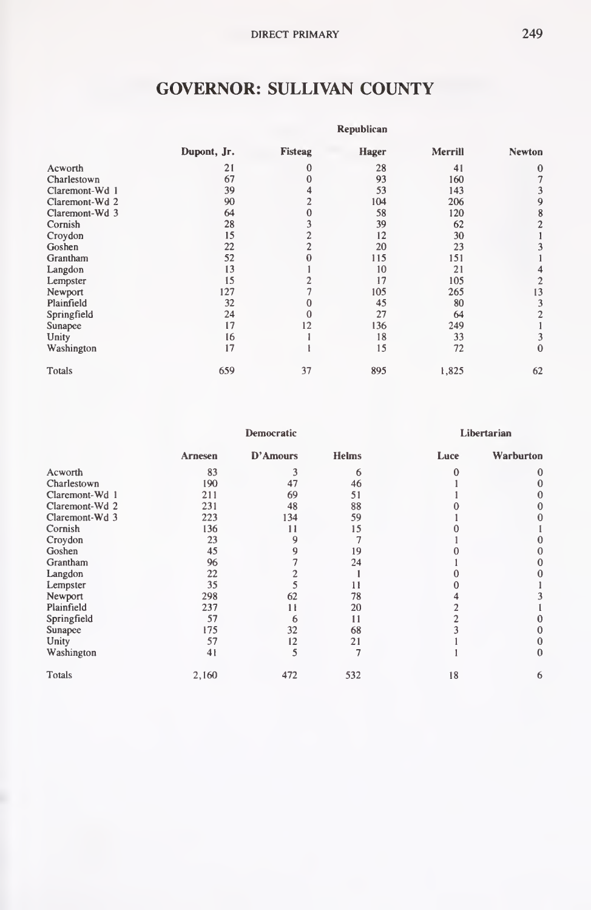# GOVERNOR: SULLIVAN COUNTY

| | Republican | | | | |
|---|---|---|---|---|---|
| | Dupont, Jr. | Fisteag | Hager | Merrill | Newton |
| Acworth | 21 | 0 | 28 | 41 | 0 |
| Charlestown | 67 | 0 | 93 | 160 | 7 |
| Claremont-Wd 1 | 39 | 4 | 53 | 143 | 3 |
| Claremont-Wd 2 | 90 | 2 | 104 | 206 | 9 |
| Claremont-Wd 3 | 64 | 0 | 58 | 120 | 8 |
| Cornish | 28 | 3 | 39 | 62 | 2 |
| Croydon | 15 | 2 | 12 | 30 | 1 |
| Goshen | 22 | 2 | 20 | 23 | 3 |
| Grantham | 52 | 0 | 115 | 151 | 1 |
| Langdon | 13 | 1 | 10 | 21 | 4 |
| Lempster | 15 | 2 | 17 | 105 | 2 |
| Newport | 127 | 7 | 105 | 265 | 13 |
| Plainfield | 32 | 0 | 45 | 80 | 3 |
| Springfield | 24 | 0 | 27 | 64 | 2 |
| Sunapee | 17 | 12 | 136 | 249 | 1 |
| Unity | 16 | 1 | 18 | 33 | 3 |
| Washington | 17 | 1 | 15 | 72 | 0 |
| Totals | 659 | 37 | 895 | 1,825 | 62 |

| | Democratic | | | Libertarian | |
|---|---|---|---|---|---|
| | Arnesen | D'Amours | Helms | Luce | Warburton |
| Acworth | 83 | 3 | 6 | 0 | 0 |
| Charlestown | 190 | 47 | 46 | 1 | 0 |
| Claremont-Wd 1 | 211 | 69 | 51 | 1 | 0 |
| Claremont-Wd 2 | 231 | 48 | 88 | 0 | 0 |
| Claremont-Wd 3 | 223 | 134 | 59 | 1 | 0 |
| Cornish | 136 | 11 | 15 | 0 | 1 |
| Croydon | 23 | 9 | 7 | 1 | 0 |
| Goshen | 45 | 9 | 19 | 0 | 0 |
| Grantham | 96 | 7 | 24 | 1 | 0 |
| Langdon | 22 | 2 | 1 | 0 | 0 |
| Lempster | 35 | 5 | 11 | 0 | 1 |
| Newport | 298 | 62 | 78 | 4 | 3 |
| Plainfield | 237 | 11 | 20 | 2 | 1 |
| Springfield | 57 | 6 | 11 | 2 | 0 |
| Sunapee | 175 | 32 | 68 | 3 | 0 |
| Unity | 57 | 12 | 21 | 1 | 0 |
| Washington | 41 | 5 | 7 | 1 | 0 |
| Totals | 2,160 | 472 | 532 | 18 | 6 |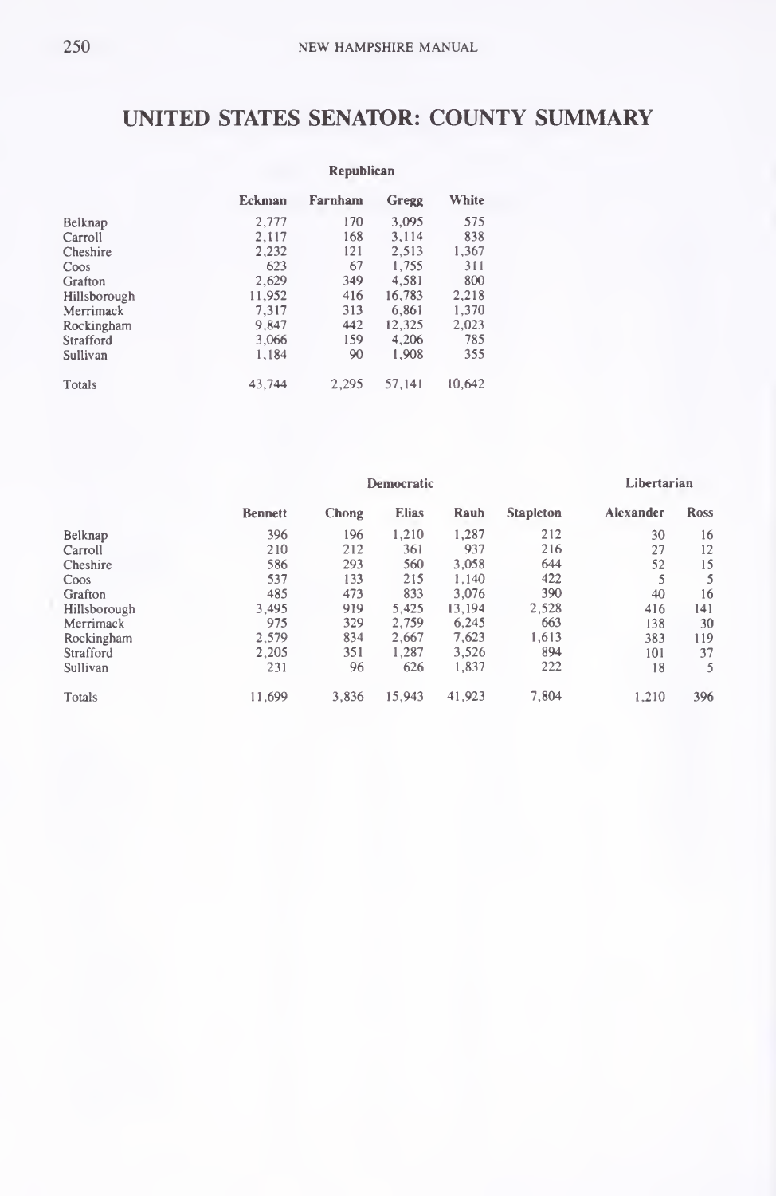# UNITED STATES SENATOR: COUNTY SUMMARY

| | Republican | | | |
|---|---|---|---|---|
| | Eckman | Farnham | Gregg | White |
| Belknap | 2,777 | 170 | 3,095 | 575 |
| Carroll | 2,117 | 168 | 3,114 | 838 |
| Cheshire | 2,232 | 121 | 2,513 | 1,367 |
| Coos | 623 | 67 | 1,755 | 311 |
| Grafton | 2,629 | 349 | 4,581 | 800 |
| Hillsborough | 11,952 | 416 | 16,783 | 2,218 |
| Merrimack | 7,317 | 313 | 6,861 | 1,370 |
| Rockingham | 9,847 | 442 | 12,325 | 2,023 |
| Strafford | 3,066 | 159 | 4,206 | 785 |
| Sullivan | 1,184 | 90 | 1,908 | 355 |
| Totals | 43,744 | 2,295 | 57,141 | 10,642 |

| | Democratic | | | | | Libertarian | |
|---|---|---|---|---|---|---|---|
| | Bennett | Chong | Elias | Rauh | Stapleton | Alexander | Ross |
| Belknap | 396 | 196 | 1,210 | 1,287 | 212 | 30 | 16 |
| Carroll | 210 | 212 | 361 | 937 | 216 | 27 | 12 |
| Cheshire | 586 | 293 | 560 | 3,058 | 644 | 52 | 15 |
| Coos | 537 | 133 | 215 | 1,140 | 422 | 5 | 5 |
| Grafton | 485 | 473 | 833 | 3,076 | 390 | 40 | 16 |
| Hillsborough | 3,495 | 919 | 5,425 | 13,194 | 2,528 | 416 | 141 |
| Merrimack | 975 | 329 | 2,759 | 6,245 | 663 | 138 | 30 |
| Rockingham | 2,579 | 834 | 2,667 | 7,623 | 1,613 | 383 | 119 |
| Strafford | 2,205 | 351 | 1,287 | 3,526 | 894 | 101 | 37 |
| Sullivan | 231 | 96 | 626 | 1,837 | 222 | 18 | 5 |
| Totals | 11,699 | 3,836 | 15,943 | 41,923 | 7,804 | 1,210 | 396 |